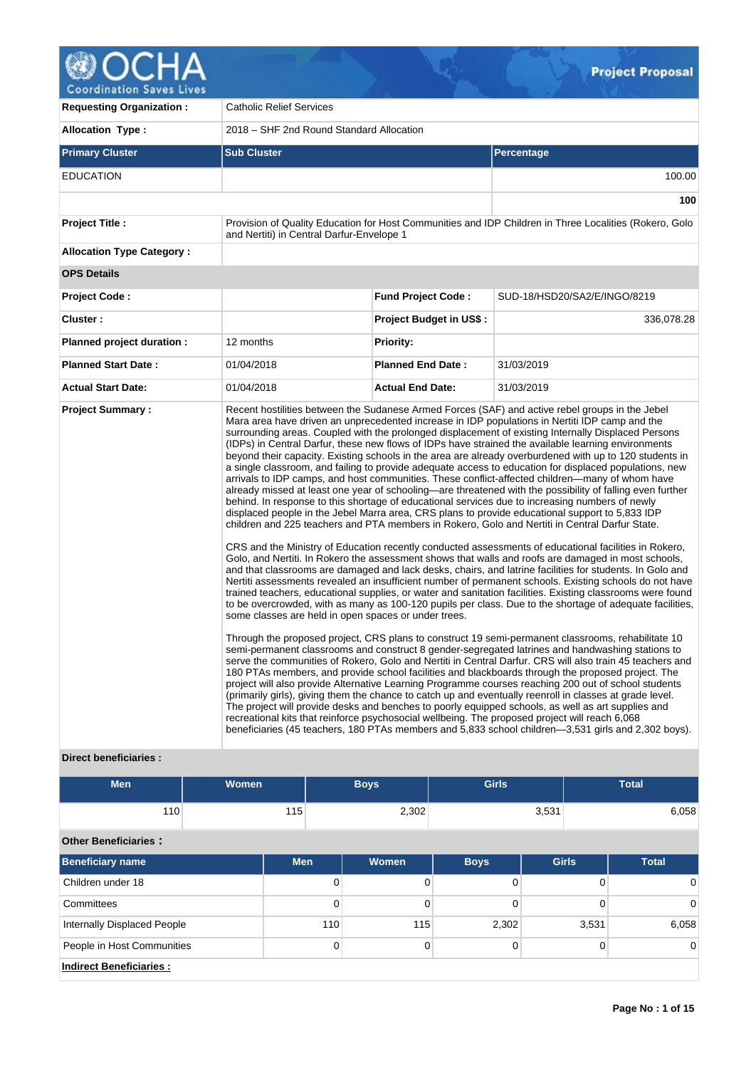# Project Proposal

| | | | |
|---|---|---|---|
| **Requesting Organization :** | Catholic Relief Services | | |
| **Allocation Type :** | 2018 – SHF 2nd Round Standard Allocation | | |

| Primary Cluster | Sub Cluster | Percentage |
|---|---|---|
| EDUCATION | | 100.00 |
| | | **100** |

| | | | |
|---|---|---|---|
| **Project Title :** | Provision of Quality Education for Host Communities and IDP Children in Three Localities (Rokero, Golo and Nertiti) in Central Darfur-Envelope 1 | | |
| **Allocation Type Category :** | | | |
| **OPS Details** | | | |
| **Project Code :** | | **Fund Project Code :** | SUD-18/HSD20/SA2/E/INGO/8219 |
| **Cluster :** | | **Project Budget in US$ :** | 336,078.28 |
| **Planned project duration :** | 12 months | **Priority:** | |
| **Planned Start Date :** | 01/04/2018 | **Planned End Date :** | 31/03/2019 |
| **Actual Start Date:** | 01/04/2018 | **Actual End Date:** | 31/03/2019 |

**Project Summary :**

Recent hostilities between the Sudanese Armed Forces (SAF) and active rebel groups in the Jebel Mara area have driven an unprecedented increase in IDP populations in Nertiti IDP camp and the surrounding areas. Coupled with the prolonged displacement of existing Internally Displaced Persons (IDPs) in Central Darfur, these new flows of IDPs have strained the available learning environments beyond their capacity. Existing schools in the area are already overburdened with up to 120 students in a single classroom, and failing to provide adequate access to education for displaced populations, new arrivals to IDP camps, and host communities. These conflict-affected children—many of whom have already missed at least one year of schooling—are threatened with the possibility of falling even further behind. In response to this shortage of educational services due to increasing numbers of newly displaced people in the Jebel Marra area, CRS plans to provide educational support to 5,833 IDP children and 225 teachers and PTA members in Rokero, Golo and Nertiti in Central Darfur State.

CRS and the Ministry of Education recently conducted assessments of educational facilities in Rokero, Golo, and Nertiti. In Rokero the assessment shows that walls and roofs are damaged in most schools, and that classrooms are damaged and lack desks, chairs, and latrine facilities for students. In Golo and Nertiti assessments revealed an insufficient number of permanent schools. Existing schools do not have trained teachers, educational supplies, or water and sanitation facilities. Existing classrooms were found to be overcrowded, with as many as 100-120 pupils per class. Due to the shortage of adequate facilities, some classes are held in open spaces or under trees.

Through the proposed project, CRS plans to construct 19 semi-permanent classrooms, rehabilitate 10 semi-permanent classrooms and construct 8 gender-segregated latrines and handwashing stations to serve the communities of Rokero, Golo and Nertiti in Central Darfur. CRS will also train 45 teachers and 180 PTAs members, and provide school facilities and blackboards through the proposed project. The project will also provide Alternative Learning Programme courses reaching 200 out of school students (primarily girls), giving them the chance to catch up and eventually reenroll in classes at grade level. The project will provide desks and benches to poorly equipped schools, as well as art supplies and recreational kits that reinforce psychosocial wellbeing. The proposed project will reach 6,068 beneficiaries (45 teachers, 180 PTAs members and 5,833 school children—3,531 girls and 2,302 boys).

**Direct beneficiaries :**

| Men | Women | Boys | Girls | Total |
|---|---|---|---|---|
| 110 | 115 | 2,302 | 3,531 | 6,058 |

**Other Beneficiaries :**

| Beneficiary name | Men | Women | Boys | Girls | Total |
|---|---|---|---|---|---|
| Children under 18 | 0 | 0 | 0 | 0 | 0 |
| Committees | 0 | 0 | 0 | 0 | 0 |
| Internally Displaced People | 110 | 115 | 2,302 | 3,531 | 6,058 |
| People in Host Communities | 0 | 0 | 0 | 0 | 0 |

**Indirect Beneficiaries :**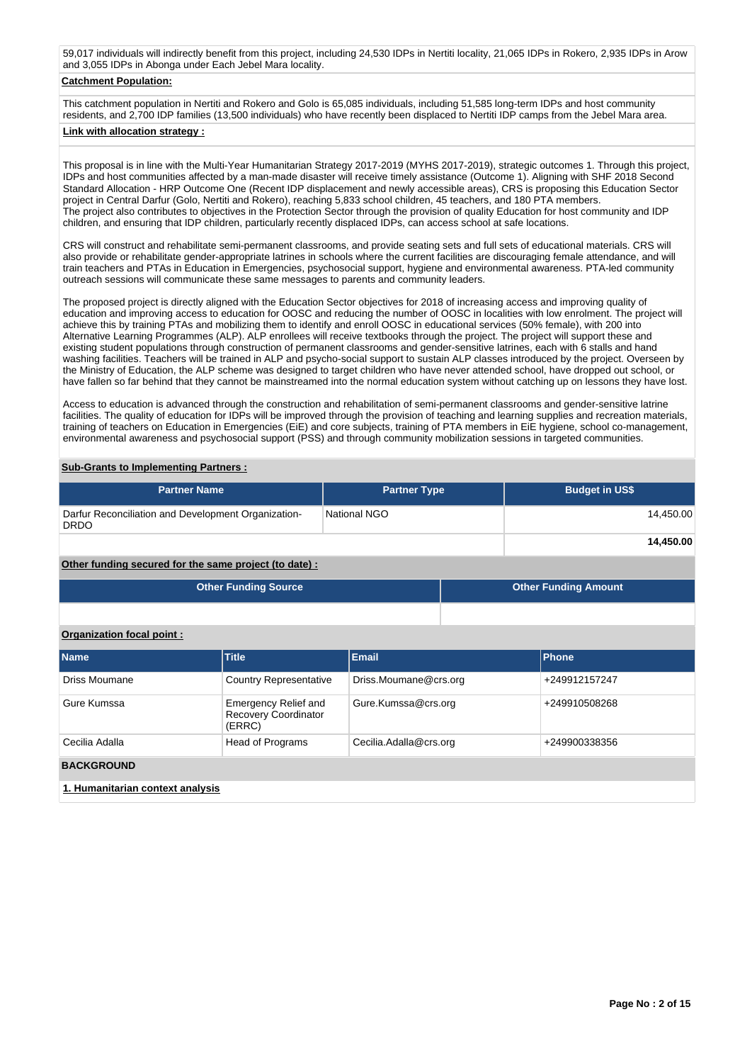59,017 individuals will indirectly benefit from this project, including 24,530 IDPs in Nertiti locality, 21,065 IDPs in Rokero, 2,935 IDPs in Arow and 3,055 IDPs in Abonga under Each Jebel Mara locality.

**Catchment Population:**

This catchment population in Nertiti and Rokero and Golo is 65,085 individuals, including 51,585 long-term IDPs and host community residents, and 2,700 IDP families (13,500 individuals) who have recently been displaced to Nertiti IDP camps from the Jebel Mara area.

**Link with allocation strategy :**

This proposal is in line with the Multi-Year Humanitarian Strategy 2017-2019 (MYHS 2017-2019), strategic outcomes 1. Through this project, IDPs and host communities affected by a man-made disaster will receive timely assistance (Outcome 1). Aligning with SHF 2018 Second Standard Allocation - HRP Outcome One (Recent IDP displacement and newly accessible areas), CRS is proposing this Education Sector project in Central Darfur (Golo, Nertiti and Rokero), reaching 5,833 school children, 45 teachers, and 180 PTA members.
The project also contributes to objectives in the Protection Sector through the provision of quality Education for host community and IDP children, and ensuring that IDP children, particularly recently displaced IDPs, can access school at safe locations.

CRS will construct and rehabilitate semi-permanent classrooms, and provide seating sets and full sets of educational materials. CRS will also provide or rehabilitate gender-appropriate latrines in schools where the current facilities are discouraging female attendance, and will train teachers and PTAs in Education in Emergencies, psychosocial support, hygiene and environmental awareness. PTA-led community outreach sessions will communicate these same messages to parents and community leaders.

The proposed project is directly aligned with the Education Sector objectives for 2018 of increasing access and improving quality of education and improving access to education for OOSC and reducing the number of OOSC in localities with low enrolment. The project will achieve this by training PTAs and mobilizing them to identify and enroll OOSC in educational services (50% female), with 200 into Alternative Learning Programmes (ALP). ALP enrollees will receive textbooks through the project. The project will support these and existing student populations through construction of permanent classrooms and gender-sensitive latrines, each with 6 stalls and hand washing facilities. Teachers will be trained in ALP and psycho-social support to sustain ALP classes introduced by the project. Overseen by the Ministry of Education, the ALP scheme was designed to target children who have never attended school, have dropped out school, or have fallen so far behind that they cannot be mainstreamed into the normal education system without catching up on lessons they have lost.

Access to education is advanced through the construction and rehabilitation of semi-permanent classrooms and gender-sensitive latrine facilities. The quality of education for IDPs will be improved through the provision of teaching and learning supplies and recreation materials, training of teachers on Education in Emergencies (EiE) and core subjects, training of PTA members in EiE hygiene, school co-management, environmental awareness and psychosocial support (PSS) and through community mobilization sessions in targeted communities.

**Sub-Grants to Implementing Partners :**

| Partner Name | Partner Type | Budget in US$ |
|---|---|---|
| Darfur Reconciliation and Development Organization-DRDO | National NGO | 14,450.00 |
| | | **14,450.00** |

**Other funding secured for the same project (to date) :**

| Other Funding Source | Other Funding Amount |
|---|---|
| | |

**Organization focal point :**

| Name | Title | Email | Phone |
|---|---|---|---|
| Driss Moumane | Country Representative | Driss.Moumane@crs.org | +249912157247 |
| Gure Kumssa | Emergency Relief and Recovery Coordinator (ERRC) | Gure.Kumssa@crs.org | +249910508268 |
| Cecilia Adalla | Head of Programs | Cecilia.Adalla@crs.org | +249900338356 |

## BACKGROUND

**1. Humanitarian context analysis**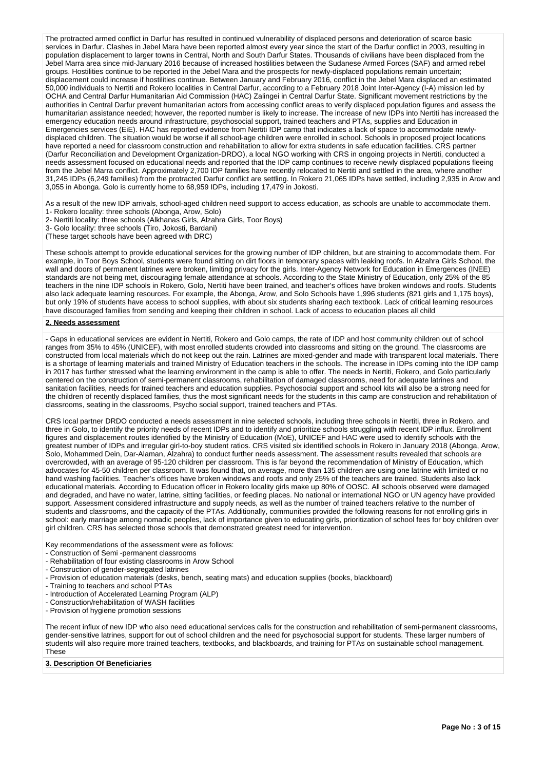The protracted armed conflict in Darfur has resulted in continued vulnerability of displaced persons and deterioration of scarce basic services in Darfur. Clashes in Jebel Mara have been reported almost every year since the start of the Darfur conflict in 2003, resulting in population displacement to larger towns in Central, North and South Darfur States. Thousands of civilians have been displaced from the Jebel Marra area since mid-January 2016 because of increased hostilities between the Sudanese Armed Forces (SAF) and armed rebel groups. Hostilities continue to be reported in the Jebel Mara and the prospects for newly-displaced populations remain uncertain; displacement could increase if hostilities continue. Between January and February 2016, conflict in the Jebel Mara displaced an estimated 50,000 individuals to Nertiti and Rokero localities in Central Darfur, according to a February 2018 Joint Inter-Agency (I-A) mission led by OCHA and Central Darfur Humanitarian Aid Commission (HAC) Zalingei in Central Darfur State. Significant movement restrictions by the authorities in Central Darfur prevent humanitarian actors from accessing conflict areas to verify displaced population figures and assess the humanitarian assistance needed; however, the reported number is likely to increase. The increase of new IDPs into Nertiti has increased the emergency education needs around infrastructure, psychosocial support, trained teachers and PTAs, supplies and Education in Emergencies services (EiE). HAC has reported evidence from Nertiti IDP camp that indicates a lack of space to accommodate newly-displaced children. The situation would be worse if all school-age children were enrolled in school. Schools in proposed project locations have reported a need for classroom construction and rehabilitation to allow for extra students in safe education facilities. CRS partner (Darfur Reconciliation and Development Organization-DRDO), a local NGO working with CRS in ongoing projects in Nertiti, conducted a needs assessment focused on educational needs and reported that the IDP camp continues to receive newly displaced populations fleeing from the Jebel Marra conflict. Approximately 2,700 IDP families have recently relocated to Nertiti and settled in the area, where another 31,245 IDPs (6,249 families) from the protracted Darfur conflict are settling. In Rokero 21,065 IDPs have settled, including 2,935 in Arow and 3,055 in Abonga. Golo is currently home to 68,959 IDPs, including 17,479 in Jokosti.

As a result of the new IDP arrivals, school-aged children need support to access education, as schools are unable to accommodate them.
1- Rokero locality: three schools (Abonga, Arow, Solo)
2- Nertiti locality: three schools (Alkhanas Girls, Alzahra Girls, Toor Boys)
3- Golo locality: three schools (Tiro, Jokosti, Bardani)
(These target schools have been agreed with DRC)

These schools attempt to provide educational services for the growing number of IDP children, but are straining to accommodate them. For example, in Toor Boys School, students were found sitting on dirt floors in temporary spaces with leaking roofs. In Alzahra Girls School, the wall and doors of permanent latrines were broken, limiting privacy for the girls. Inter-Agency Network for Education in Emergencies (INEE) standards are not being met, discouraging female attendance at schools. According to the State Ministry of Education, only 25% of the 85 teachers in the nine IDP schools in Rokero, Golo, Nertiti have been trained, and teacher's offices have broken windows and roofs. Students also lack adequate learning resources. For example, the Abonga, Arow, and Solo Schools have 1,996 students (821 girls and 1,175 boys), but only 19% of students have access to school supplies, with about six students sharing each textbook. Lack of critical learning resources have discouraged families from sending and keeping their children in school. Lack of access to education places all child

## 2. Needs assessment

- Gaps in educational services are evident in Nertiti, Rokero and Golo camps, the rate of IDP and host community children out of school ranges from 35% to 45% (UNICEF), with most enrolled students crowded into classrooms and sitting on the ground. The classrooms are constructed from local materials which do not keep out the rain. Latrines are mixed-gender and made with transparent local materials. There is a shortage of learning materials and trained Ministry of Education teachers in the schools. The increase in IDPs coming into the IDP camp in 2017 has further stressed what the learning environment in the camp is able to offer. The needs in Nertiti, Rokero, and Golo particularly centered on the construction of semi-permanent classrooms, rehabilitation of damaged classrooms, need for adequate latrines and sanitation facilities, needs for trained teachers and education supplies. Psychosocial support and school kits will also be a strong need for the children of recently displaced families, thus the most significant needs for the students in this camp are construction and rehabilitation of classrooms, seating in the classrooms, Psycho social support, trained teachers and PTAs.

CRS local partner DRDO conducted a needs assessment in nine selected schools, including three schools in Nertiti, three in Rokero, and three in Golo, to identify the priority needs of recent IDPs and to identify and prioritize schools struggling with recent IDP influx. Enrollment figures and displacement routes identified by the Ministry of Education (MoE), UNICEF and HAC were used to identify schools with the greatest number of IDPs and irregular girl-to-boy student ratios. CRS visited six identified schools in Rokero in January 2018 (Abonga, Arow, Solo, Mohammed Dein, Dar-Alaman, Alzahra) to conduct further needs assessment. The assessment results revealed that schools are overcrowded, with an average of 95-120 children per classroom. This is far beyond the recommendation of Ministry of Education, which advocates for 45-50 children per classroom. It was found that, on average, more than 135 children are using one latrine with limited or no hand washing facilities. Teacher's offices have broken windows and roofs and only 25% of the teachers are trained. Students also lack educational materials. According to Education officer in Rokero locality girls make up 80% of OOSC. All schools observed were damaged and degraded, and have no water, latrine, sitting facilities, or feeding places. No national or international NGO or UN agency have provided support. Assessment considered infrastructure and supply needs, as well as the number of trained teachers relative to the number of students and classrooms, and the capacity of the PTAs. Additionally, communities provided the following reasons for not enrolling girls in school: early marriage among nomadic peoples, lack of importance given to educating girls, prioritization of school fees for boy children over girl children. CRS has selected those schools that demonstrated greatest need for intervention.

Key recommendations of the assessment were as follows:
- Construction of Semi -permanent classrooms
- Rehabilitation of four existing classrooms in Arow School
- Construction of gender-segregated latrines
- Provision of education materials (desks, bench, seating mats) and education supplies (books, blackboard)
- Training to teachers and school PTAs
- Introduction of Accelerated Learning Program (ALP)
- Construction/rehabilitation of WASH facilities
- Provision of hygiene promotion sessions

The recent influx of new IDP who also need educational services calls for the construction and rehabilitation of semi-permanent classrooms, gender-sensitive latrines, support for out of school children and the need for psychosocial support for students. These larger numbers of students will also require more trained teachers, textbooks, and blackboards, and training for PTAs on sustainable school management. These

## 3. Description Of Beneficiaries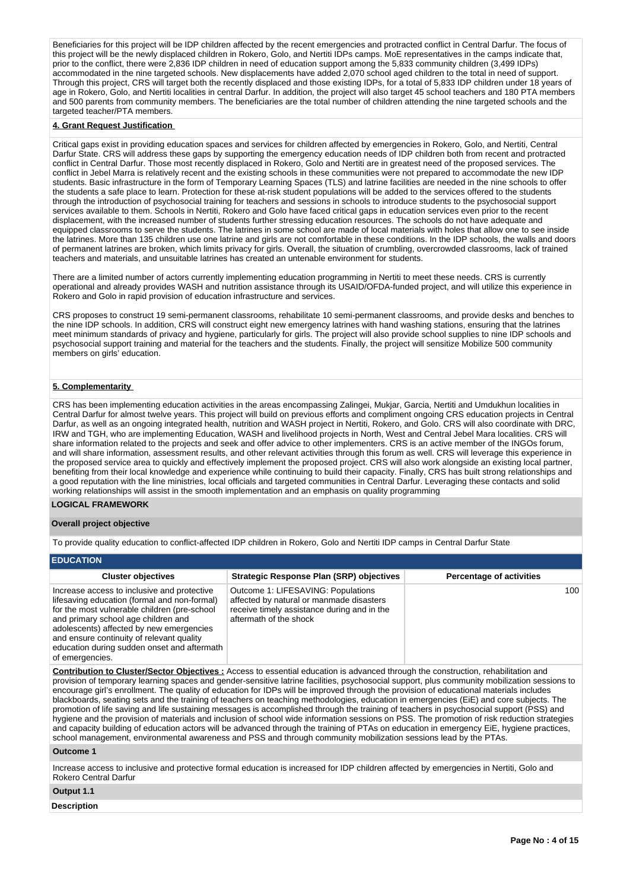Beneficiaries for this project will be IDP children affected by the recent emergencies and protracted conflict in Central Darfur. The focus of this project will be the newly displaced children in Rokero, Golo, and Nertiti IDPs camps. MoE representatives in the camps indicate that, prior to the conflict, there were 2,836 IDP children in need of education support among the 5,833 community children (3,499 IDPs) accommodated in the nine targeted schools. New displacements have added 2,070 school aged children to the total in need of support. Through this project, CRS will target both the recently displaced and those existing IDPs, for a total of 5,833 IDP children under 18 years of age in Rokero, Golo, and Nertiti localities in central Darfur. In addition, the project will also target 45 school teachers and 180 PTA members and 500 parents from community members. The beneficiaries are the total number of children attending the nine targeted schools and the targeted teacher/PTA members.

**4. Grant Request Justification**

Critical gaps exist in providing education spaces and services for children affected by emergencies in Rokero, Golo, and Nertiti, Central Darfur State. CRS will address these gaps by supporting the emergency education needs of IDP children both from recent and protracted conflict in Central Darfur. Those most recently displaced in Rokero, Golo and Nertiti are in greatest need of the proposed services. The conflict in Jebel Marra is relatively recent and the existing schools in these communities were not prepared to accommodate the new IDP students. Basic infrastructure in the form of Temporary Learning Spaces (TLS) and latrine facilities are needed in the nine schools to offer the students a safe place to learn. Protection for these at-risk student populations will be added to the services offered to the students through the introduction of psychosocial training for teachers and sessions in schools to introduce students to the psychosocial support services available to them. Schools in Nertiti, Rokero and Golo have faced critical gaps in education services even prior to the recent displacement, with the increased number of students further stressing education resources. The schools do not have adequate and equipped classrooms to serve the students. The latrines in some school are made of local materials with holes that allow one to see inside the latrines. More than 135 children use one latrine and girls are not comfortable in these conditions. In the IDP schools, the walls and doors of permanent latrines are broken, which limits privacy for girls. Overall, the situation of crumbling, overcrowded classrooms, lack of trained teachers and materials, and unsuitable latrines has created an untenable environment for students.

There are a limited number of actors currently implementing education programming in Nertiti to meet these needs. CRS is currently operational and already provides WASH and nutrition assistance through its USAID/OFDA-funded project, and will utilize this experience in Rokero and Golo in rapid provision of education infrastructure and services.

CRS proposes to construct 19 semi-permanent classrooms, rehabilitate 10 semi-permanent classrooms, and provide desks and benches to the nine IDP schools. In addition, CRS will construct eight new emergency latrines with hand washing stations, ensuring that the latrines meet minimum standards of privacy and hygiene, particularly for girls. The project will also provide school supplies to nine IDP schools and psychosocial support training and material for the teachers and the students. Finally, the project will sensitize Mobilize 500 community members on girls' education.

**5. Complementarity**

CRS has been implementing education activities in the areas encompassing Zalingei, Mukjar, Garcia, Nertiti and Umdukhun localities in Central Darfur for almost twelve years. This project will build on previous efforts and compliment ongoing CRS education projects in Central Darfur, as well as an ongoing integrated health, nutrition and WASH project in Nertiti, Rokero, and Golo. CRS will also coordinate with DRC, IRW and TGH, who are implementing Education, WASH and livelihood projects in North, West and Central Jebel Mara localities. CRS will share information related to the projects and seek and offer advice to other implementers. CRS is an active member of the INGOs forum, and will share information, assessment results, and other relevant activities through this forum as well. CRS will leverage this experience in the proposed service area to quickly and effectively implement the proposed project. CRS will also work alongside an existing local partner, benefiting from their local knowledge and experience while continuing to build their capacity. Finally, CRS has built strong relationships and a good reputation with the line ministries, local officials and targeted communities in Central Darfur. Leveraging these contacts and solid working relationships will assist in the smooth implementation and an emphasis on quality programming

## LOGICAL FRAMEWORK

### Overall project objective

To provide quality education to conflict-affected IDP children in Rokero, Golo and Nertiti IDP camps in Central Darfur State

### EDUCATION

| Cluster objectives | Strategic Response Plan (SRP) objectives | Percentage of activities |
|---|---|---|
| Increase access to inclusive and protective lifesaving education (formal and non-formal) for the most vulnerable children (pre-school and primary school age children and adolescents) affected by new emergencies and ensure continuity of relevant quality education during sudden onset and aftermath of emergencies. | Outcome 1: LIFESAVING: Populations affected by natural or manmade disasters receive timely assistance during and in the aftermath of the shock | 100 |

**Contribution to Cluster/Sector Objectives :** Access to essential education is advanced through the construction, rehabilitation and provision of temporary learning spaces and gender-sensitive latrine facilities, psychosocial support, plus community mobilization sessions to encourage girl's enrollment. The quality of education for IDPs will be improved through the provision of educational materials includes blackboards, seating sets and the training of teachers on teaching methodologies, education in emergencies (EiE) and core subjects. The promotion of life saving and life sustaining messages is accomplished through the training of teachers in psychosocial support (PSS) and hygiene and the provision of materials and inclusion of school wide information sessions on PSS. The promotion of risk reduction strategies and capacity building of education actors will be advanced through the training of PTAs on education in emergency EiE, hygiene practices, school management, environmental awareness and PSS and through community mobilization sessions lead by the PTAs.

**Outcome 1**

Increase access to inclusive and protective formal education is increased for IDP children affected by emergencies in Nertiti, Golo and Rokero Central Darfur

**Output 1.1**

**Description**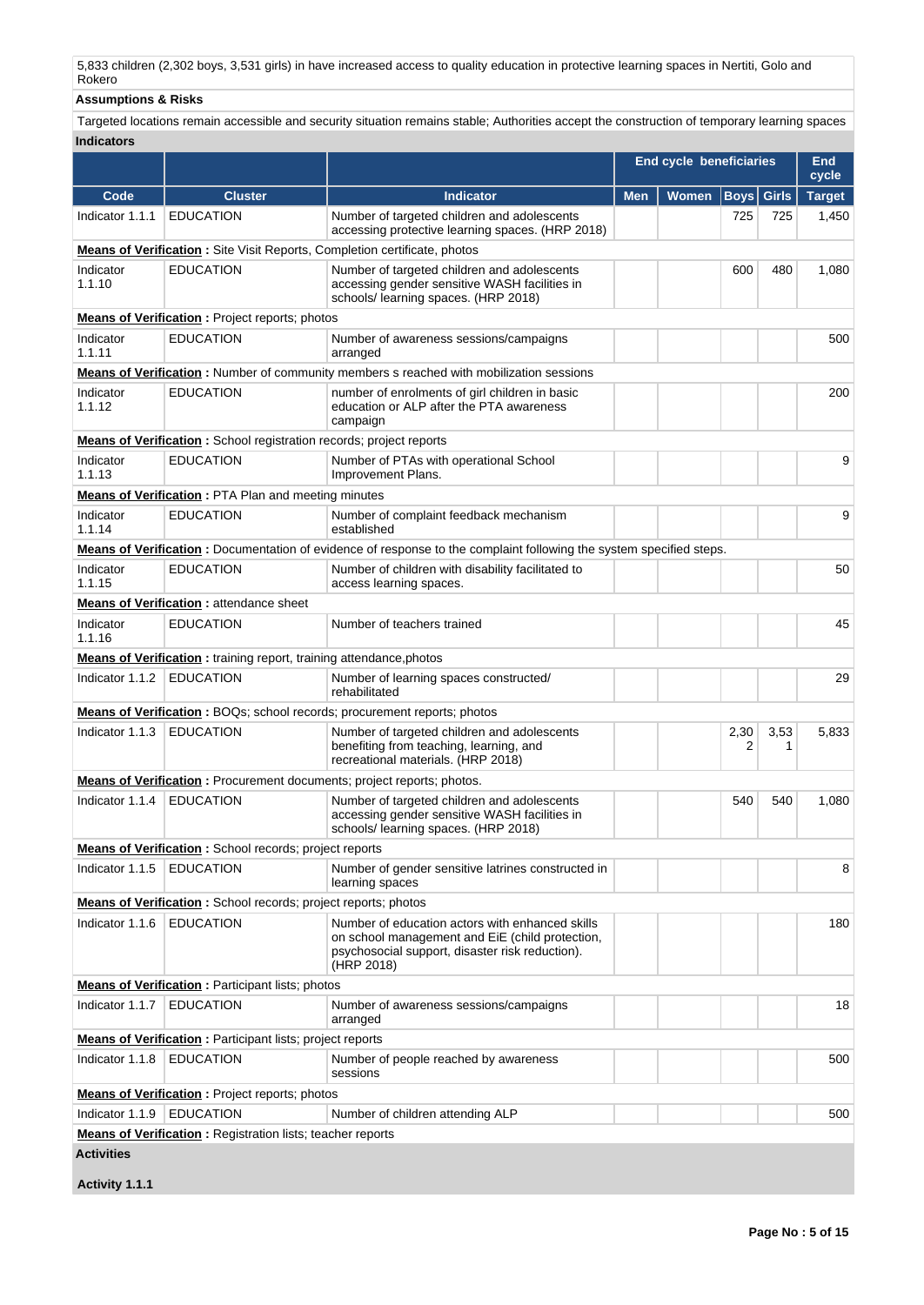5,833 children (2,302 boys, 3,531 girls) in have increased access to quality education in protective learning spaces in Nertiti, Golo and Rokero

**Assumptions & Risks**

Targeted locations remain accessible and security situation remains stable; Authorities accept the construction of temporary learning spaces

**Indicators**

| | | | End cycle beneficiaries | | | | End cycle |
|---|---|---|---|---|---|---|---|
| Code | Cluster | Indicator | Men | Women | Boys | Girls | Target |
| Indicator 1.1.1 | EDUCATION | Number of targeted children and adolescents accessing protective learning spaces. (HRP 2018) | | | 725 | 725 | 1,450 |
| **Means of Verification** : Site Visit Reports, Completion certificate, photos | | | | | | | |
| Indicator 1.1.10 | EDUCATION | Number of targeted children and adolescents accessing gender sensitive WASH facilities in schools/ learning spaces. (HRP 2018) | | | 600 | 480 | 1,080 |
| **Means of Verification** : Project reports; photos | | | | | | | |
| Indicator 1.1.11 | EDUCATION | Number of awareness sessions/campaigns arranged | | | | | 500 |
| **Means of Verification** : Number of community members s reached with mobilization sessions | | | | | | | |
| Indicator 1.1.12 | EDUCATION | number of enrolments of girl children in basic education or ALP after the PTA awareness campaign | | | | | 200 |
| **Means of Verification** : School registration records; project reports | | | | | | | |
| Indicator 1.1.13 | EDUCATION | Number of PTAs with operational School Improvement Plans. | | | | | 9 |
| **Means of Verification** : PTA Plan and meeting minutes | | | | | | | |
| Indicator 1.1.14 | EDUCATION | Number of complaint feedback mechanism established | | | | | 9 |
| **Means of Verification** : Documentation of evidence of response to the complaint following the system specified steps. | | | | | | | |
| Indicator 1.1.15 | EDUCATION | Number of children with disability facilitated to access learning spaces. | | | | | 50 |
| **Means of Verification** : attendance sheet | | | | | | | |
| Indicator 1.1.16 | EDUCATION | Number of teachers trained | | | | | 45 |
| **Means of Verification** : training report, training attendance,photos | | | | | | | |
| Indicator 1.1.2 | EDUCATION | Number of learning spaces constructed/ rehabilitated | | | | | 29 |
| **Means of Verification** : BOQs; school records; procurement reports; photos | | | | | | | |
| Indicator 1.1.3 | EDUCATION | Number of targeted children and adolescents benefiting from teaching, learning, and recreational materials. (HRP 2018) | | | 2,302 | 3,531 | 5,833 |
| **Means of Verification** : Procurement documents; project reports; photos. | | | | | | | |
| Indicator 1.1.4 | EDUCATION | Number of targeted children and adolescents accessing gender sensitive WASH facilities in schools/ learning spaces. (HRP 2018) | | | 540 | 540 | 1,080 |
| **Means of Verification** : School records; project reports | | | | | | | |
| Indicator 1.1.5 | EDUCATION | Number of gender sensitive latrines constructed in learning spaces | | | | | 8 |
| **Means of Verification** : School records; project reports; photos | | | | | | | |
| Indicator 1.1.6 | EDUCATION | Number of education actors with enhanced skills on school management and EiE (child protection, psychosocial support, disaster risk reduction). (HRP 2018) | | | | | 180 |
| **Means of Verification** : Participant lists; photos | | | | | | | |
| Indicator 1.1.7 | EDUCATION | Number of awareness sessions/campaigns arranged | | | | | 18 |
| **Means of Verification** : Participant lists; project reports | | | | | | | |
| Indicator 1.1.8 | EDUCATION | Number of people reached by awareness sessions | | | | | 500 |
| **Means of Verification** : Project reports; photos | | | | | | | |
| Indicator 1.1.9 | EDUCATION | Number of children attending ALP | | | | | 500 |
| **Means of Verification** : Registration lists; teacher reports | | | | | | | |

**Activities**

**Activity 1.1.1**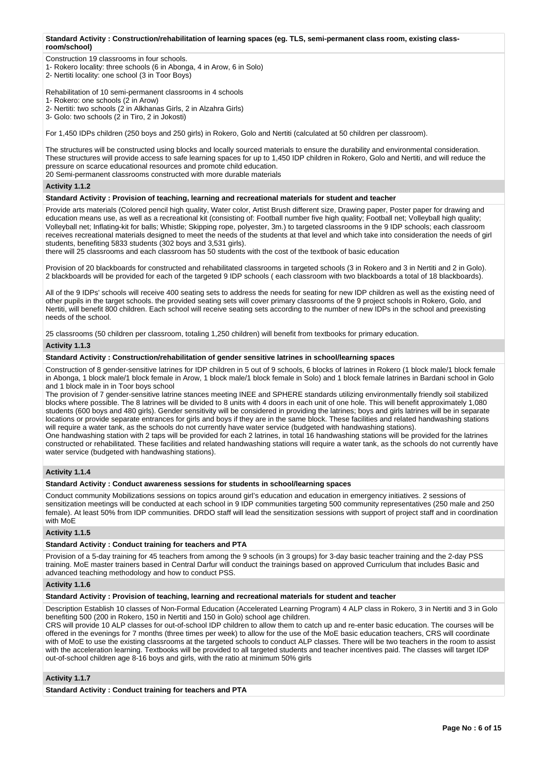**Standard Activity : Construction/rehabilitation of learning spaces (eg. TLS, semi-permanent class room, existing class-room/school)**

Construction 19 classrooms in four schools.
1- Rokero locality: three schools (6 in Abonga, 4 in Arow, 6 in Solo)
2- Nertiti locality: one school (3 in Toor Boys)

Rehabilitation of 10 semi-permanent classrooms in 4 schools
1- Rokero: one schools (2 in Arow)
2- Nertiti: two schools (2 in Alkhanas Girls, 2 in Alzahra Girls)
3- Golo: two schools (2 in Tiro, 2 in Jokosti)

For 1,450 IDPs children (250 boys and 250 girls) in Rokero, Golo and Nertiti (calculated at 50 children per classroom).

The structures will be constructed using blocks and locally sourced materials to ensure the durability and environmental consideration. These structures will provide access to safe learning spaces for up to 1,450 IDP children in Rokero, Golo and Nertiti, and will reduce the pressure on scarce educational resources and promote child education.
20 Semi-permanent classrooms constructed with more durable materials

**Activity 1.1.2**

**Standard Activity : Provision of teaching, learning and recreational materials for student and teacher**

Provide arts materials (Colored pencil high quality, Water color, Artist Brush different size, Drawing paper, Poster paper for drawing and education means use, as well as a recreational kit (consisting of: Football number five high quality; Football net; Volleyball high quality; Volleyball net; Inflating-kit for balls; Whistle; Skipping rope, polyester, 3m.) to targeted classrooms in the 9 IDP schools; each classroom receives recreational materials designed to meet the needs of the students at that level and which take into consideration the needs of girl students, benefiting 5833 students (302 boys and 3,531 girls).
there will 25 classrooms and each classroom has 50 students with the cost of the textbook of basic education

Provision of 20 blackboards for constructed and rehabilitated classrooms in targeted schools (3 in Rokero and 3 in Nertiti and 2 in Golo). 2 blackboards will be provided for each of the targeted 9 IDP schools ( each classroom with two blackboards a total of 18 blackboards).

All of the 9 IDPs' schools will receive 400 seating sets to address the needs for seating for new IDP children as well as the existing need of other pupils in the target schools. the provided seating sets will cover primary classrooms of the 9 project schools in Rokero, Golo, and Nertiti, will benefit 800 children. Each school will receive seating sets according to the number of new IDPs in the school and preexisting needs of the school.

25 classrooms (50 children per classroom, totaling 1,250 children) will benefit from textbooks for primary education.

**Activity 1.1.3**

**Standard Activity : Construction/rehabilitation of gender sensitive latrines in school/learning spaces**

Construction of 8 gender-sensitive latrines for IDP children in 5 out of 9 schools, 6 blocks of latrines in Rokero (1 block male/1 block female in Abonga, 1 block male/1 block female in Arow, 1 block male/1 block female in Solo) and 1 block female latrines in Bardani school in Golo and 1 block male in in Toor boys school
The provision of 7 gender-sensitive latrine stances meeting INEE and SPHERE standards utilizing environmentally friendly soil stabilized blocks where possible. The 8 latrines will be divided to 8 units with 4 doors in each unit of one hole. This will benefit approximately 1,080 students (600 boys and 480 girls). Gender sensitivity will be considered in providing the latrines; boys and girls latrines will be in separate locations or provide separate entrances for girls and boys if they are in the same block. These facilities and related handwashing stations will require a water tank, as the schools do not currently have water service (budgeted with handwashing stations).
One handwashing station with 2 taps will be provided for each 2 latrines, in total 16 handwashing stations will be provided for the latrines constructed or rehabilitated. These facilities and related handwashing stations will require a water tank, as the schools do not currently have water service (budgeted with handwashing stations).

**Activity 1.1.4**

**Standard Activity : Conduct awareness sessions for students in school/learning spaces**

Conduct community Mobilizations sessions on topics around girl's education and education in emergency initiatives. 2 sessions of sensitization meetings will be conducted at each school in 9 IDP communities targeting 500 community representatives (250 male and 250 female). At least 50% from IDP communities. DRDO staff will lead the sensitization sessions with support of project staff and in coordination with MoE

**Activity 1.1.5**

**Standard Activity : Conduct training for teachers and PTA**

Provision of a 5-day training for 45 teachers from among the 9 schools (in 3 groups) for 3-day basic teacher training and the 2-day PSS training. MoE master trainers based in Central Darfur will conduct the trainings based on approved Curriculum that includes Basic and advanced teaching methodology and how to conduct PSS.

**Activity 1.1.6**

**Standard Activity : Provision of teaching, learning and recreational materials for student and teacher**

Description Establish 10 classes of Non-Formal Education (Accelerated Learning Program) 4 ALP class in Rokero, 3 in Nertiti and 3 in Golo benefiting 500 (200 in Rokero, 150 in Nertiti and 150 in Golo) school age children.
CRS will provide 10 ALP classes for out-of-school IDP children to allow them to catch up and re-enter basic education. The courses will be offered in the evenings for 7 months (three times per week) to allow for the use of the MoE basic education teachers, CRS will coordinate with of MoE to use the existing classrooms at the targeted schools to conduct ALP classes. There will be two teachers in the room to assist with the acceleration learning. Textbooks will be provided to all targeted students and teacher incentives paid. The classes will target IDP out-of-school children age 8-16 boys and girls, with the ratio at minimum 50% girls

**Activity 1.1.7**

**Standard Activity : Conduct training for teachers and PTA**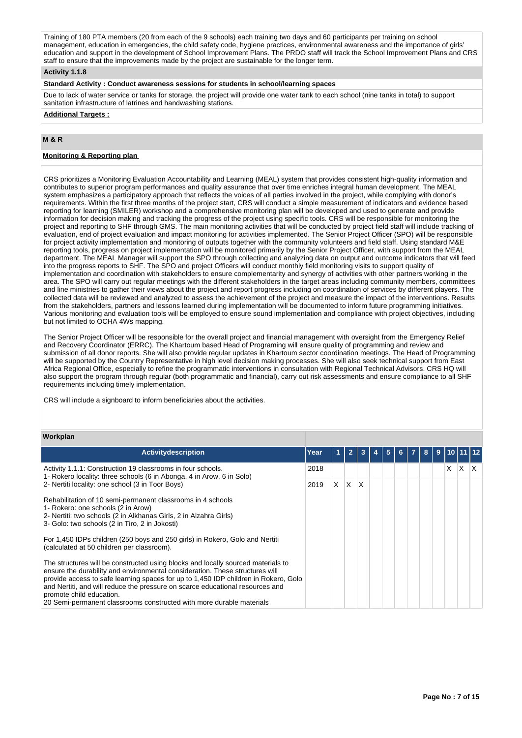Training of 180 PTA members (20 from each of the 9 schools) each training two days and 60 participants per training on school management, education in emergencies, the child safety code, hygiene practices, environmental awareness and the importance of girls' education and support in the development of School Improvement Plans. The PRDO staff will track the School Improvement Plans and CRS staff to ensure that the improvements made by the project are sustainable for the longer term.

**Activity 1.1.8**

**Standard Activity : Conduct awareness sessions for students in school/learning spaces**

Due to lack of water service or tanks for storage, the project will provide one water tank to each school (nine tanks in total) to support sanitation infrastructure of latrines and handwashing stations.

**Additional Targets :**

## M & R

**Monitoring & Reporting plan**

CRS prioritizes a Monitoring Evaluation Accountability and Learning (MEAL) system that provides consistent high-quality information and contributes to superior program performances and quality assurance that over time enriches integral human development. The MEAL system emphasizes a participatory approach that reflects the voices of all parties involved in the project, while complying with donor's requirements. Within the first three months of the project start, CRS will conduct a simple measurement of indicators and evidence based reporting for learning (SMILER) workshop and a comprehensive monitoring plan will be developed and used to generate and provide information for decision making and tracking the progress of the project using specific tools. CRS will be responsible for monitoring the project and reporting to SHF through GMS. The main monitoring activities that will be conducted by project field staff will include tracking of evaluation, end of project evaluation and impact monitoring for activities implemented. The Senior Project Officer (SPO) will be responsible for project activity implementation and monitoring of outputs together with the community volunteers and field staff. Using standard M&E reporting tools, progress on project implementation will be monitored primarily by the Senior Project Officer, with support from the MEAL department. The MEAL Manager will support the SPO through collecting and analyzing data on output and outcome indicators that will feed into the progress reports to SHF. The SPO and project Officers will conduct monthly field monitoring visits to support quality of implementation and coordination with stakeholders to ensure complementarity and synergy of activities with other partners working in the area. The SPO will carry out regular meetings with the different stakeholders in the target areas including community members, committees and line ministries to gather their views about the project and report progress including on coordination of services by different players. The collected data will be reviewed and analyzed to assess the achievement of the project and measure the impact of the interventions. Results from the stakeholders, partners and lessons learned during implementation will be documented to inform future programming initiatives. Various monitoring and evaluation tools will be employed to ensure sound implementation and compliance with project objectives, including but not limited to OCHA 4Ws mapping.

The Senior Project Officer will be responsible for the overall project and financial management with oversight from the Emergency Relief and Recovery Coordinator (ERRC). The Khartoum based Head of Programing will ensure quality of programming and review and submission of all donor reports. She will also provide regular updates in Khartoum sector coordination meetings. The Head of Programming will be supported by the Country Representative in high level decision making processes. She will also seek technical support from East Africa Regional Office, especially to refine the programmatic interventions in consultation with Regional Technical Advisors. CRS HQ will also support the program through regular (both programmatic and financial), carry out risk assessments and ensure compliance to all SHF requirements including timely implementation.

CRS will include a signboard to inform beneficiaries about the activities.

**Workplan**

| Activitydescription | Year | 1 | 2 | 3 | 4 | 5 | 6 | 7 | 8 | 9 | 10 | 11 | 12 |
|---|---|---|---|---|---|---|---|---|---|---|---|---|---|
| Activity 1.1.1: Construction 19 classrooms in four schools.<br>1- Rokero locality: three schools (6 in Abonga, 4 in Arow, 6 in Solo)<br>2- Nertiti locality: one school (3 in Toor Boys)<br><br>Rehabilitation of 10 semi-permanent classrooms in 4 schools<br>1- Rokero: one schools (2 in Arow)<br>2- Nertiti: two schools (2 in Alkhanas Girls, 2 in Alzahra Girls)<br>3- Golo: two schools (2 in Tiro, 2 in Jokosti)<br><br>For 1,450 IDPs children (250 boys and 250 girls) in Rokero, Golo and Nertiti (calculated at 50 children per classroom).<br><br>The structures will be constructed using blocks and locally sourced materials to ensure the durability and environmental consideration. These structures will provide access to safe learning spaces for up to 1,450 IDP children in Rokero, Golo and Nertiti, and will reduce the pressure on scarce educational resources and promote child education.<br>20 Semi-permanent classrooms constructed with more durable materials | 2018 | | | | | | | | | | X | X | X |
| | 2019 | X | X | X | | | | | | | | | |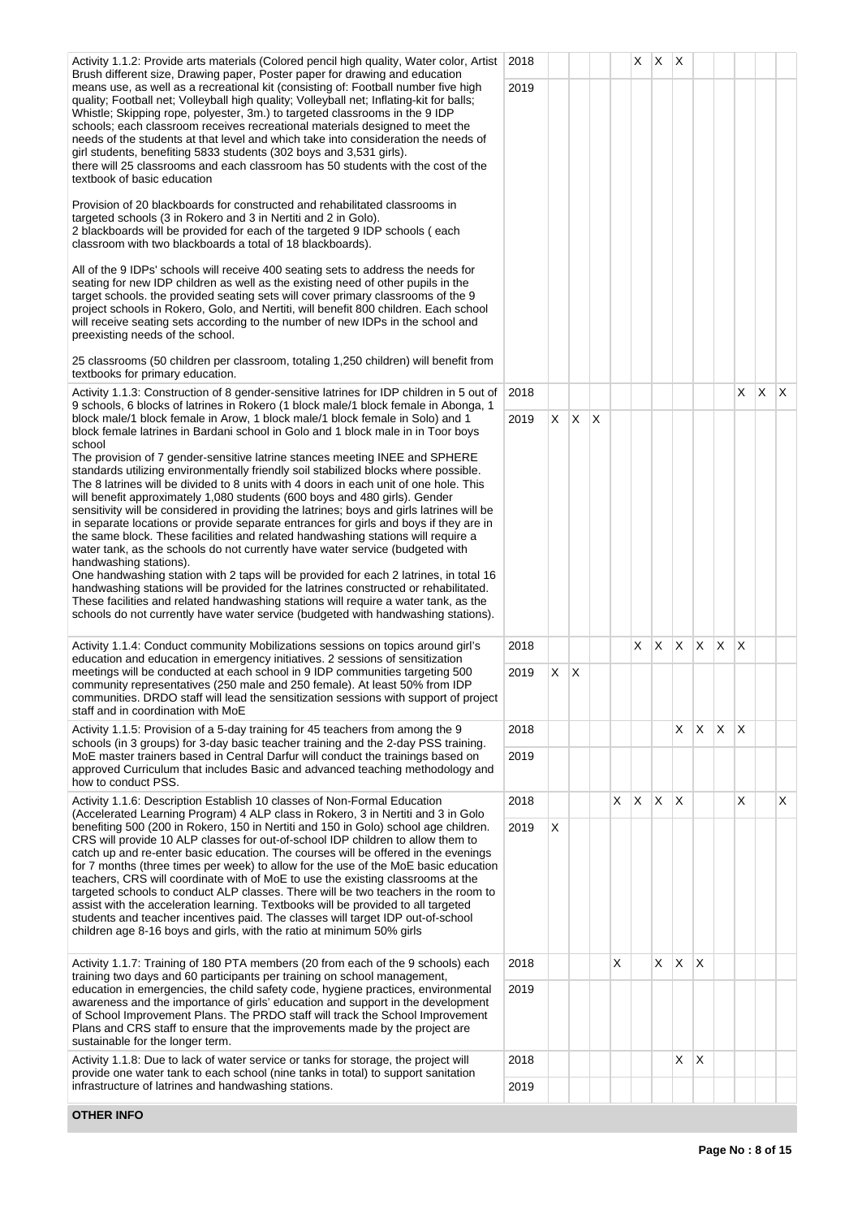| | | | | | | | | | | | | | |
|---|---|---|---|---|---|---|---|---|---|---|---|---|---|
| Activity 1.1.2: Provide arts materials (Colored pencil high quality, Water color, Artist Brush different size, Drawing paper, Poster paper for drawing and education means use, as well as a recreational kit (consisting of: Football number five high quality; Football net; Volleyball high quality; Volleyball net; Inflating-kit for balls; Whistle; Skipping rope, polyester, 3m.) to targeted classrooms in the 9 IDP schools; each classroom receives recreational materials designed to meet the needs of the students at that level and which take into consideration the needs of girl students, benefiting 5833 students (302 boys and 3,531 girls).<br>there will 25 classrooms and each classroom has 50 students with the cost of the textbook of basic education<br><br>Provision of 20 blackboards for constructed and rehabilitated classrooms in targeted schools (3 in Rokero and 3 in Nertiti and 2 in Golo).<br>2 blackboards will be provided for each of the targeted 9 IDP schools ( each classroom with two blackboards a total of 18 blackboards).<br><br>All of the 9 IDPs' schools will receive 400 seating sets to address the needs for seating for new IDP children as well as the existing need of other pupils in the target schools. the provided seating sets will cover primary classrooms of the 9 project schools in Rokero, Golo, and Nertiti, will benefit 800 children. Each school will receive seating sets according to the number of new IDPs in the school and preexisting needs of the school.<br><br>25 classrooms (50 children per classroom, totaling 1,250 children) will benefit from textbooks for primary education. | 2018<br><br>2019 | | | | | X | X | X | | | | | |
| Activity 1.1.3: Construction of 8 gender-sensitive latrines for IDP children in 5 out of 9 schools, 6 blocks of latrines in Rokero (1 block male/1 block female in Abonga, 1 block male/1 block female in Arow, 1 block male/1 block female in Solo) and 1 block female latrines in Bardani school in Golo and 1 block male in in Toor boys school<br>The provision of 7 gender-sensitive latrine stances meeting INEE and SPHERE standards utilizing environmentally friendly soil stabilized blocks where possible. The 8 latrines will be divided to 8 units with 4 doors in each unit of one hole. This will benefit approximately 1,080 students (600 boys and 480 girls). Gender sensitivity will be considered in providing the latrines; boys and girls latrines will be in separate locations or provide separate entrances for girls and boys if they are in the same block. These facilities and related handwashing stations will require a water tank, as the schools do not currently have water service (budgeted with handwashing stations).<br>One handwashing station with 2 taps will be provided for each 2 latrines, in total 16 handwashing stations will be provided for the latrines constructed or rehabilitated. These facilities and related handwashing stations will require a water tank, as the schools do not currently have water service (budgeted with handwashing stations). | 2018 | | | | | | | | | | X | X | X |
| | 2019 | X | X | X | | | | | | | | | |
| Activity 1.1.4: Conduct community Mobilizations sessions on topics around girl's education and education in emergency initiatives. 2 sessions of sensitization meetings will be conducted at each school in 9 IDP communities targeting 500 community representatives (250 male and 250 female). At least 50% from IDP communities. DRDO staff will lead the sensitization sessions with support of project staff and in coordination with MoE | 2018 | | | | | X | X | X | X | X | X | | |
| | 2019 | X | X | | | | | | | | | | |
| Activity 1.1.5: Provision of a 5-day training for 45 teachers from among the 9 schools (in 3 groups) for 3-day basic teacher training and the 2-day PSS training. MoE master trainers based in Central Darfur will conduct the trainings based on approved Curriculum that includes Basic and advanced teaching methodology and how to conduct PSS. | 2018<br><br>2019 | | | | | | | X | X | X | X | | |
| Activity 1.1.6: Description Establish 10 classes of Non-Formal Education (Accelerated Learning Program) 4 ALP class in Rokero, 3 in Nertiti and 3 in Golo benefiting 500 (200 in Rokero, 150 in Nertiti and 150 in Golo) school age children. CRS will provide 10 ALP classes for out-of-school IDP children to allow them to catch up and re-enter basic education. The courses will be offered in the evenings for 7 months (three times per week) to allow for the use of the MoE basic education teachers, CRS will coordinate with of MoE to use the existing classrooms at the targeted schools to conduct ALP classes. There will be two teachers in the room to assist with the acceleration learning. Textbooks will be provided to all targeted students and teacher incentives paid. The classes will target IDP out-of-school children age 8-16 boys and girls, with the ratio at minimum 50% girls | 2018 | | | | X | X | X | X | | | X | | X |
| | 2019 | X | | | | | | | | | | | |
| Activity 1.1.7: Training of 180 PTA members (20 from each of the 9 schools) each training two days and 60 participants per training on school management, education in emergencies, the child safety code, hygiene practices, environmental awareness and the importance of girls' education and support in the development of School Improvement Plans. The PRDO staff will track the School Improvement Plans and CRS staff to ensure that the improvements made by the project are sustainable for the longer term. | 2018<br><br>2019 | | | | X | | X | X | X | | | | |
| Activity 1.1.8: Due to lack of water service or tanks for storage, the project will provide one water tank to each school (nine tanks in total) to support sanitation infrastructure of latrines and handwashing stations. | 2018<br><br>2019 | | | | | | | X | X | | | | |

**OTHER INFO**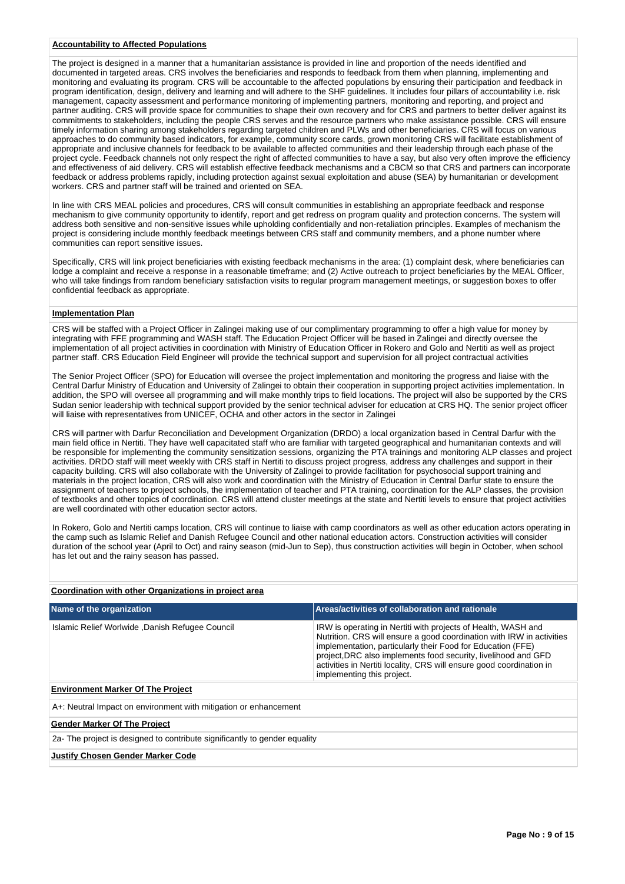**Accountability to Affected Populations**

The project is designed in a manner that a humanitarian assistance is provided in line and proportion of the needs identified and documented in targeted areas. CRS involves the beneficiaries and responds to feedback from them when planning, implementing and monitoring and evaluating its program. CRS will be accountable to the affected populations by ensuring their participation and feedback in program identification, design, delivery and learning and will adhere to the SHF guidelines. It includes four pillars of accountability i.e. risk management, capacity assessment and performance monitoring of implementing partners, monitoring and reporting, and project and partner auditing. CRS will provide space for communities to shape their own recovery and for CRS and partners to better deliver against its commitments to stakeholders, including the people CRS serves and the resource partners who make assistance possible. CRS will ensure timely information sharing among stakeholders regarding targeted children and PLWs and other beneficiaries. CRS will focus on various approaches to do community based indicators, for example, community score cards, grown monitoring CRS will facilitate establishment of appropriate and inclusive channels for feedback to be available to affected communities and their leadership through each phase of the project cycle. Feedback channels not only respect the right of affected communities to have a say, but also very often improve the efficiency and effectiveness of aid delivery. CRS will establish effective feedback mechanisms and a CBCM so that CRS and partners can incorporate feedback or address problems rapidly, including protection against sexual exploitation and abuse (SEA) by humanitarian or development workers. CRS and partner staff will be trained and oriented on SEA.

In line with CRS MEAL policies and procedures, CRS will consult communities in establishing an appropriate feedback and response mechanism to give community opportunity to identify, report and get redress on program quality and protection concerns. The system will address both sensitive and non-sensitive issues while upholding confidentially and non-retaliation principles. Examples of mechanism the project is considering include monthly feedback meetings between CRS staff and community members, and a phone number where communities can report sensitive issues.

Specifically, CRS will link project beneficiaries with existing feedback mechanisms in the area: (1) complaint desk, where beneficiaries can lodge a complaint and receive a response in a reasonable timeframe; and (2) Active outreach to project beneficiaries by the MEAL Officer, who will take findings from random beneficiary satisfaction visits to regular program management meetings, or suggestion boxes to offer confidential feedback as appropriate.

**Implementation Plan**

CRS will be staffed with a Project Officer in Zalingei making use of our complimentary programming to offer a high value for money by integrating with FFE programming and WASH staff. The Education Project Officer will be based in Zalingei and directly oversee the implementation of all project activities in coordination with Ministry of Education Officer in Rokero and Golo and Nertiti as well as project partner staff. CRS Education Field Engineer will provide the technical support and supervision for all project contractual activities

The Senior Project Officer (SPO) for Education will oversee the project implementation and monitoring the progress and liaise with the Central Darfur Ministry of Education and University of Zalingei to obtain their cooperation in supporting project activities implementation. In addition, the SPO will oversee all programming and will make monthly trips to field locations. The project will also be supported by the CRS Sudan senior leadership with technical support provided by the senior technical adviser for education at CRS HQ. The senior project officer will liaise with representatives from UNICEF, OCHA and other actors in the sector in Zalingei

CRS will partner with Darfur Reconciliation and Development Organization (DRDO) a local organization based in Central Darfur with the main field office in Nertiti. They have well capacitated staff who are familiar with targeted geographical and humanitarian contexts and will be responsible for implementing the community sensitization sessions, organizing the PTA trainings and monitoring ALP classes and project activities. DRDO staff will meet weekly with CRS staff in Nertiti to discuss project progress, address any challenges and support in their capacity building. CRS will also collaborate with the University of Zalingei to provide facilitation for psychosocial support training and materials in the project location, CRS will also work and coordination with the Ministry of Education in Central Darfur state to ensure the assignment of teachers to project schools, the implementation of teacher and PTA training, coordination for the ALP classes, the provision of textbooks and other topics of coordination. CRS will attend cluster meetings at the state and Nertiti levels to ensure that project activities are well coordinated with other education sector actors.

In Rokero, Golo and Nertiti camps location, CRS will continue to liaise with camp coordinators as well as other education actors operating in the camp such as Islamic Relief and Danish Refugee Council and other national education actors. Construction activities will consider duration of the school year (April to Oct) and rainy season (mid-Jun to Sep), thus construction activities will begin in October, when school has let out and the rainy season has passed.

**Coordination with other Organizations in project area**

| Name of the organization | Areas/activities of collaboration and rationale |
|---|---|
| Islamic Relief Worlwide ,Danish Refugee Council | IRW is operating in Nertiti with projects of Health, WASH and Nutrition. CRS will ensure a good coordination with IRW in activities implementation, particularly their Food for Education (FFE) project,DRC also implements food security, livelihood and GFD activities in Nertiti locality, CRS will ensure good coordination in implementing this project. |

**Environment Marker Of The Project**

A+: Neutral Impact on environment with mitigation or enhancement

**Gender Marker Of The Project**

2a- The project is designed to contribute significantly to gender equality

**Justify Chosen Gender Marker Code**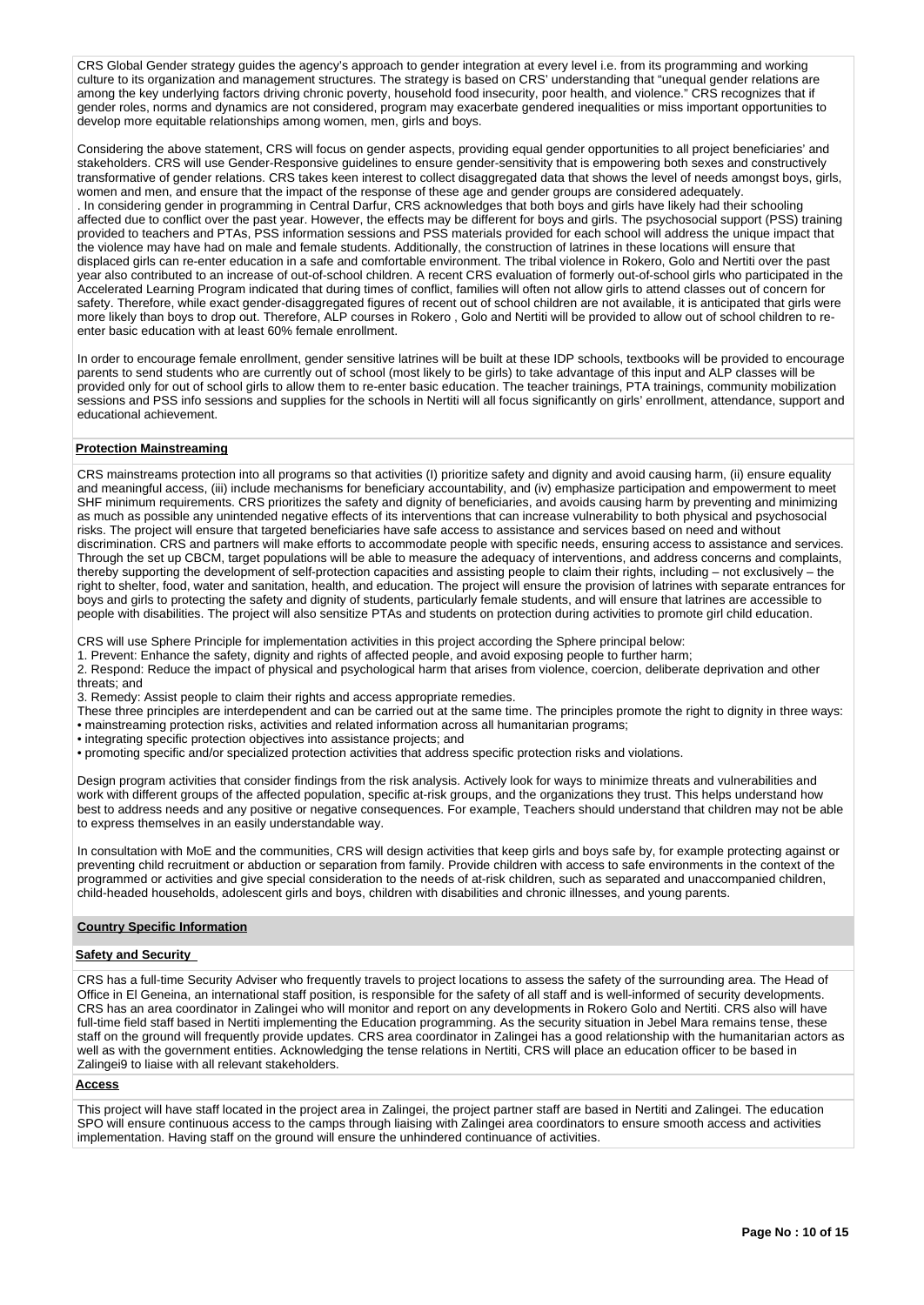CRS Global Gender strategy guides the agency's approach to gender integration at every level i.e. from its programming and working culture to its organization and management structures. The strategy is based on CRS' understanding that "unequal gender relations are among the key underlying factors driving chronic poverty, household food insecurity, poor health, and violence." CRS recognizes that if gender roles, norms and dynamics are not considered, program may exacerbate gendered inequalities or miss important opportunities to develop more equitable relationships among women, men, girls and boys.

Considering the above statement, CRS will focus on gender aspects, providing equal gender opportunities to all project beneficiaries' and stakeholders. CRS will use Gender-Responsive guidelines to ensure gender-sensitivity that is empowering both sexes and constructively transformative of gender relations. CRS takes keen interest to collect disaggregated data that shows the level of needs amongst boys, girls, women and men, and ensure that the impact of the response of these age and gender groups are considered adequately.
. In considering gender in programming in Central Darfur, CRS acknowledges that both boys and girls have likely had their schooling affected due to conflict over the past year. However, the effects may be different for boys and girls. The psychosocial support (PSS) training provided to teachers and PTAs, PSS information sessions and PSS materials provided for each school will address the unique impact that the violence may have had on male and female students. Additionally, the construction of latrines in these locations will ensure that displaced girls can re-enter education in a safe and comfortable environment. The tribal violence in Rokero, Golo and Nertiti over the past year also contributed to an increase of out-of-school children. A recent CRS evaluation of formerly out-of-school girls who participated in the Accelerated Learning Program indicated that during times of conflict, families will often not allow girls to attend classes out of concern for safety. Therefore, while exact gender-disaggregated figures of recent out of school children are not available, it is anticipated that girls were more likely than boys to drop out. Therefore, ALP courses in Rokero , Golo and Nertiti will be provided to allow out of school children to re-enter basic education with at least 60% female enrollment.

In order to encourage female enrollment, gender sensitive latrines will be built at these IDP schools, textbooks will be provided to encourage parents to send students who are currently out of school (most likely to be girls) to take advantage of this input and ALP classes will be provided only for out of school girls to allow them to re-enter basic education. The teacher trainings, PTA trainings, community mobilization sessions and PSS info sessions and supplies for the schools in Nertiti will all focus significantly on girls' enrollment, attendance, support and educational achievement.

**Protection Mainstreaming**

CRS mainstreams protection into all programs so that activities (I) prioritize safety and dignity and avoid causing harm, (ii) ensure equality and meaningful access, (iii) include mechanisms for beneficiary accountability, and (iv) emphasize participation and empowerment to meet SHF minimum requirements. CRS prioritizes the safety and dignity of beneficiaries, and avoids causing harm by preventing and minimizing as much as possible any unintended negative effects of its interventions that can increase vulnerability to both physical and psychosocial risks. The project will ensure that targeted beneficiaries have safe access to assistance and services based on need and without discrimination. CRS and partners will make efforts to accommodate people with specific needs, ensuring access to assistance and services. Through the set up CBCM, target populations will be able to measure the adequacy of interventions, and address concerns and complaints, thereby supporting the development of self-protection capacities and assisting people to claim their rights, including – not exclusively – the right to shelter, food, water and sanitation, health, and education. The project will ensure the provision of latrines with separate entrances for boys and girls to protecting the safety and dignity of students, particularly female students, and will ensure that latrines are accessible to people with disabilities. The project will also sensitize PTAs and students on protection during activities to promote girl child education.

CRS will use Sphere Principle for implementation activities in this project according the Sphere principal below:
1. Prevent: Enhance the safety, dignity and rights of affected people, and avoid exposing people to further harm;
2. Respond: Reduce the impact of physical and psychological harm that arises from violence, coercion, deliberate deprivation and other threats; and
3. Remedy: Assist people to claim their rights and access appropriate remedies.
These three principles are interdependent and can be carried out at the same time. The principles promote the right to dignity in three ways:
• mainstreaming protection risks, activities and related information across all humanitarian programs;
• integrating specific protection objectives into assistance projects; and
• promoting specific and/or specialized protection activities that address specific protection risks and violations.

Design program activities that consider findings from the risk analysis. Actively look for ways to minimize threats and vulnerabilities and work with different groups of the affected population, specific at-risk groups, and the organizations they trust. This helps understand how best to address needs and any positive or negative consequences. For example, Teachers should understand that children may not be able to express themselves in an easily understandable way.

In consultation with MoE and the communities, CRS will design activities that keep girls and boys safe by, for example protecting against or preventing child recruitment or abduction or separation from family. Provide children with access to safe environments in the context of the programmed or activities and give special consideration to the needs of at-risk children, such as separated and unaccompanied children, child-headed households, adolescent girls and boys, children with disabilities and chronic illnesses, and young parents.

**Country Specific Information**

**Safety and Security**

CRS has a full-time Security Adviser who frequently travels to project locations to assess the safety of the surrounding area. The Head of Office in El Geneina, an international staff position, is responsible for the safety of all staff and is well-informed of security developments. CRS has an area coordinator in Zalingei who will monitor and report on any developments in Rokero Golo and Nertiti. CRS also will have full-time field staff based in Nertiti implementing the Education programming. As the security situation in Jebel Mara remains tense, these staff on the ground will frequently provide updates. CRS area coordinator in Zalingei has a good relationship with the humanitarian actors as well as with the government entities. Acknowledging the tense relations in Nertiti, CRS will place an education officer to be based in Zalingei9 to liaise with all relevant stakeholders.

**Access**

This project will have staff located in the project area in Zalingei, the project partner staff are based in Nertiti and Zalingei. The education SPO will ensure continuous access to the camps through liaising with Zalingei area coordinators to ensure smooth access and activities implementation. Having staff on the ground will ensure the unhindered continuance of activities.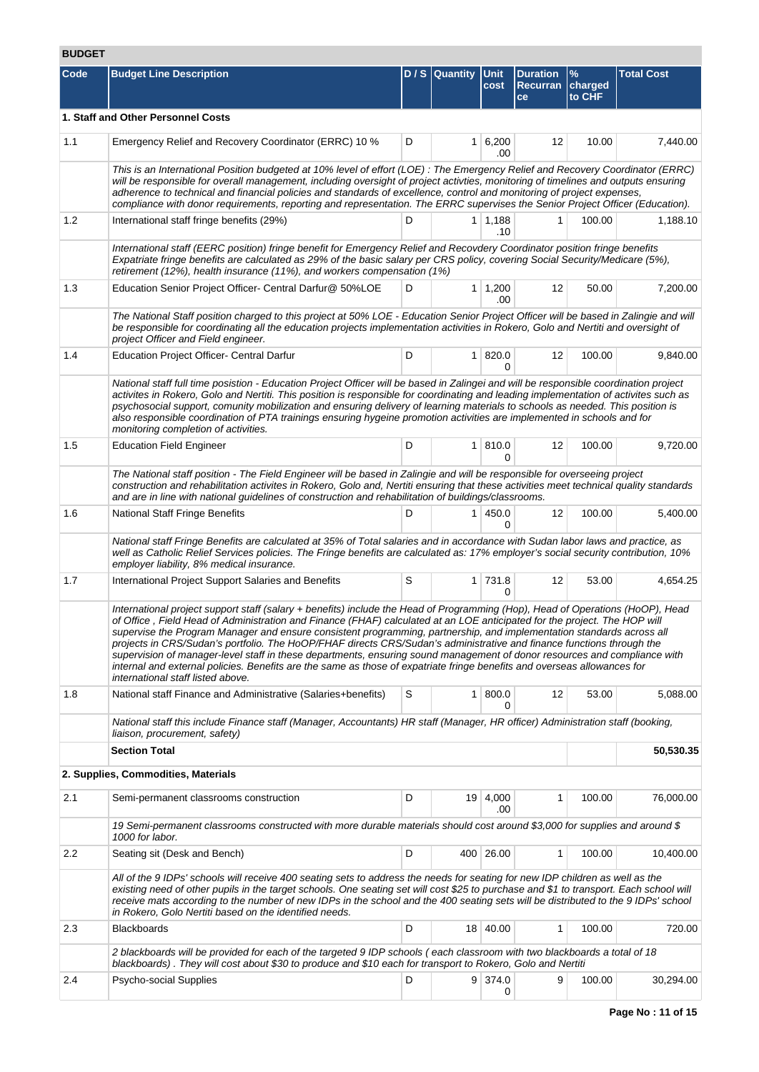## BUDGET

| Code | Budget Line Description | D / S | Quantity | Unit cost | Duration Recurrance | % charged to CHF | Total Cost |
|---|---|---|---|---|---|---|---|
| **1. Staff and Other Personnel Costs** | | | | | | | |
| 1.1 | Emergency Relief and Recovery Coordinator (ERRC) 10 % | D | 1 | 6,200.00 | 12 | 10.00 | 7,440.00 |
| | *This is an International Position budgeted at 10% level of effort (LOE) : The Emergency Relief and Recovery Coordinator (ERRC) will be responsible for overall management, including oversight of project actvities, monitoring of timelines and outputs ensuring adherence to technical and financial policies and standards of excellence, control and monitoring of project expenses, compliance with donor requirements, reporting and representation. The ERRC supervises the Senior Project Officer (Education).* | | | | | | |
| 1.2 | International staff fringe benefits (29%) | D | 1 | 1,188.10 | 1 | 100.00 | 1,188.10 |
| | *International staff (EERC position) fringe benefit for Emergency Relief and Recovdery Coordinator position fringe benefits Expatriate fringe benefits are calculated as 29% of the basic salary per CRS policy, covering Social Security/Medicare (5%), retirement (12%), health insurance (11%), and workers compensation (1%)* | | | | | | |
| 1.3 | Education Senior Project Officer- Central Darfur@ 50%LOE | D | 1 | 1,200.00 | 12 | 50.00 | 7,200.00 |
| | *The National Staff position charged to this project at 50% LOE - Education Senior Project Officer will be based in Zalingie and will be responsible for coordinating all the education projects implementation activities in Rokero, Golo and Nertiti and oversight of project Officer and Field engineer.* | | | | | | |
| 1.4 | Education Project Officer- Central Darfur | D | 1 | 820.00 | 12 | 100.00 | 9,840.00 |
| | *National staff full time posistion - Education Project Officer will be based in Zalingei and will be responsible coordination project activites in Rokero, Golo and Nertiti. This position is responsible for coordinating and leading implementation of activites such as psychosocial support, comunity mobilization and ensuring delivery of learning materials to schools as needed. This position is also responsible coordination of PTA trainings ensuring hygeine promotion activities are implemented in schools and for monitoring completion of activities.* | | | | | | |
| 1.5 | Education Field Engineer | D | 1 | 810.00 | 12 | 100.00 | 9,720.00 |
| | *The National staff position - The Field Engineer will be based in Zalingie and will be responsible for overseeing project construction and rehabilitation activites in Rokero, Golo and, Nertiti ensuring that these activities meet technical quality standards and are in line with national guidelines of construction and rehabilitation of buildings/classrooms.* | | | | | | |
| 1.6 | National Staff Fringe Benefits | D | 1 | 450.00 | 12 | 100.00 | 5,400.00 |
| | *National staff Fringe Benefits are calculated at 35% of Total salaries and in accordance with Sudan labor laws and practice, as well as Catholic Relief Services policies. The Fringe benefits are calculated as: 17% employer's social security contribution, 10% employer liability, 8% medical insurance.* | | | | | | |
| 1.7 | International Project Support Salaries and Benefits | S | 1 | 731.80 | 12 | 53.00 | 4,654.25 |
| | *International project support staff (salary + benefits) include the Head of Programming (Hop), Head of Operations (HoOP), Head of Office , Field Head of Administration and Finance (FHAF) calculated at an LOE anticipated for the project. The HOP will supervise the Program Manager and ensure consistent programming, partnership, and implementation standards across all projects in CRS/Sudan's portfolio. The HoOP/FHAF directs CRS/Sudan's administrative and finance functions through the supervision of manager-level staff in these departments, ensuring sound management of donor resources and compliance with internal and external policies. Benefits are the same as those of expatriate fringe benefits and overseas allowances for international staff listed above.* | | | | | | |
| 1.8 | National staff Finance and Administrative (Salaries+benefits) | S | 1 | 800.00 | 12 | 53.00 | 5,088.00 |
| | *National staff this include Finance staff (Manager, Accountants) HR staff (Manager, HR officer) Administration staff (booking, liaison, procurement, safety)* | | | | | | |
| | **Section Total** | | | | | | **50,530.35** |
| **2. Supplies, Commodities, Materials** | | | | | | | |
| 2.1 | Semi-permanent classrooms construction | D | 19 | 4,000.00 | 1 | 100.00 | 76,000.00 |
| | *19 Semi-permanent classrooms constructed with more durable materials should cost around $3,000 for supplies and around $ 1000 for labor.* | | | | | | |
| 2.2 | Seating sit (Desk and Bench) | D | 400 | 26.00 | 1 | 100.00 | 10,400.00 |
| | *All of the 9 IDPs' schools will receive 400 seating sets to address the needs for seating for new IDP children as well as the existing need of other pupils in the target schools. One seating set will cost $25 to purchase and $1 to transport. Each school will receive mats according to the number of new IDPs in the school and the 400 seating sets will be distributed to the 9 IDPs' school in Rokero, Golo Nertiti based on the identified needs.* | | | | | | |
| 2.3 | Blackboards | D | 18 | 40.00 | 1 | 100.00 | 720.00 |
| | *2 blackboards will be provided for each of the targeted 9 IDP schools ( each classroom with two blackboards a total of 18 blackboards) . They will cost about $30 to produce and $10 each for transport to Rokero, Golo and Nertiti* | | | | | | |
| 2.4 | Psycho-social Supplies | D | 9 | 374.00 | 9 | 100.00 | 30,294.00 |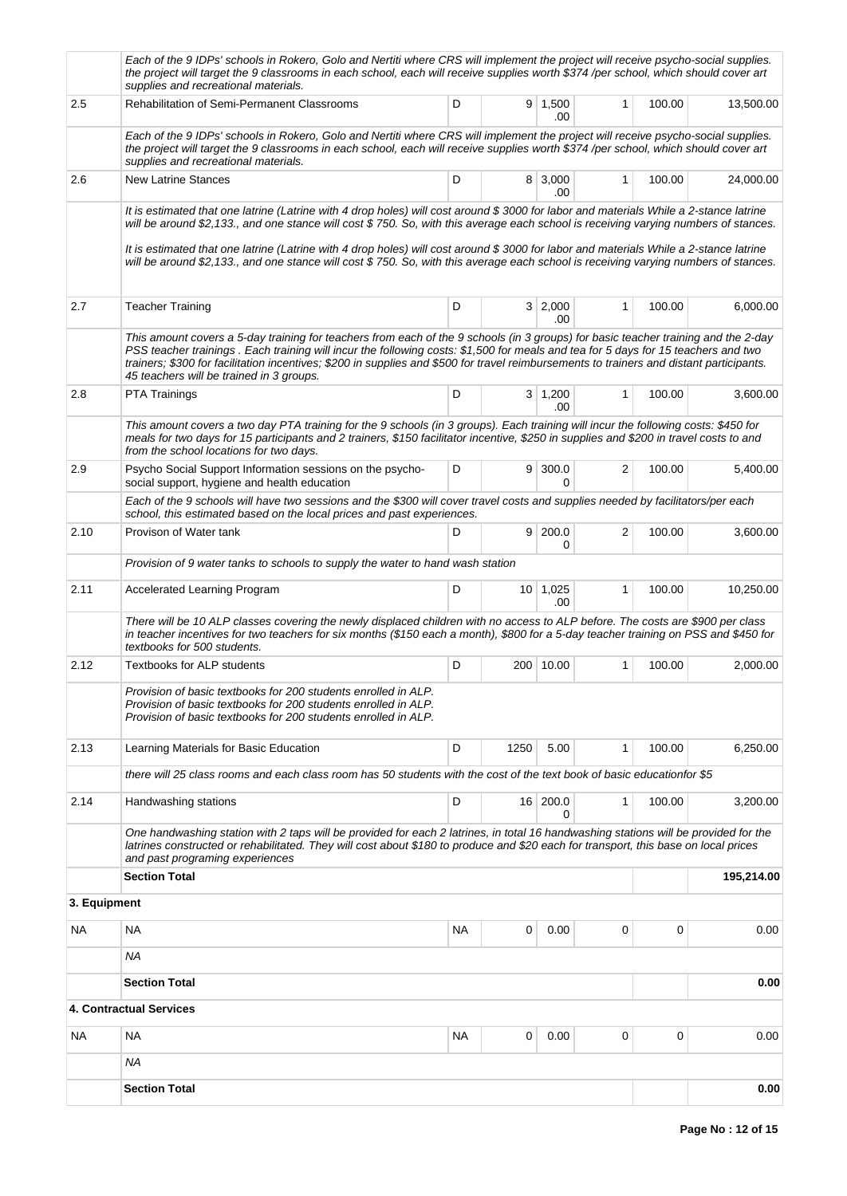| | | | | | | | |
|---|---|---|---|---|---|---|---|
| | *Each of the 9 IDPs' schools in Rokero, Golo and Nertiti where CRS will implement the project will receive psycho-social supplies. the project will target the 9 classrooms in each school, each will receive supplies worth $374 /per school, which should cover art supplies and recreational materials.* | | | | | | |
| 2.5 | Rehabilitation of Semi-Permanent Classrooms | D | 9 | 1,500.00 | 1 | 100.00 | 13,500.00 |
| | *Each of the 9 IDPs' schools in Rokero, Golo and Nertiti where CRS will implement the project will receive psycho-social supplies. the project will target the 9 classrooms in each school, each will receive supplies worth $374 /per school, which should cover art supplies and recreational materials.* | | | | | | |
| 2.6 | New Latrine Stances | D | 8 | 3,000.00 | 1 | 100.00 | 24,000.00 |
| | *It is estimated that one latrine (Latrine with 4 drop holes) will cost around $ 3000 for labor and materials While a 2-stance latrine will be around $2,133., and one stance will cost $ 750. So, with this average each school is receiving varying numbers of stances.*<br><br>*It is estimated that one latrine (Latrine with 4 drop holes) will cost around $ 3000 for labor and materials While a 2-stance latrine will be around $2,133., and one stance will cost $ 750. So, with this average each school is receiving varying numbers of stances.* | | | | | | |
| 2.7 | Teacher Training | D | 3 | 2,000.00 | 1 | 100.00 | 6,000.00 |
| | *This amount covers a 5-day training for teachers from each of the 9 schools (in 3 groups) for basic teacher training and the 2-day PSS teacher trainings . Each training will incur the following costs: $1,500 for meals and tea for 5 days for 15 teachers and two trainers; $300 for facilitation incentives; $200 in supplies and $500 for travel reimbursements to trainers and distant participants. 45 teachers will be trained in 3 groups.* | | | | | | |
| 2.8 | PTA Trainings | D | 3 | 1,200.00 | 1 | 100.00 | 3,600.00 |
| | *This amount covers a two day PTA training for the 9 schools (in 3 groups). Each training will incur the following costs: $450 for meals for two days for 15 participants and 2 trainers, $150 facilitator incentive, $250 in supplies and $200 in travel costs to and from the school locations for two days.* | | | | | | |
| 2.9 | Psycho Social Support Information sessions on the psycho-social support, hygiene and health education | D | 9 | 300.00 | 2 | 100.00 | 5,400.00 |
| | *Each of the 9 schools will have two sessions and the $300 will cover travel costs and supplies needed by facilitators/per each school, this estimated based on the local prices and past experiences.* | | | | | | |
| 2.10 | Provison of Water tank | D | 9 | 200.00 | 2 | 100.00 | 3,600.00 |
| | *Provision of 9 water tanks to schools to supply the water to hand wash station* | | | | | | |
| 2.11 | Accelerated Learning Program | D | 10 | 1,025.00 | 1 | 100.00 | 10,250.00 |
| | *There will be 10 ALP classes covering the newly displaced children with no access to ALP before. The costs are $900 per class in teacher incentives for two teachers for six months ($150 each a month), $800 for a 5-day teacher training on PSS and $450 for textbooks for 500 students.* | | | | | | |
| 2.12 | Textbooks for ALP students | D | 200 | 10.00 | 1 | 100.00 | 2,000.00 |
| | *Provision of basic textbooks for 200 students enrolled in ALP.*<br>*Provision of basic textbooks for 200 students enrolled in ALP.*<br>*Provision of basic textbooks for 200 students enrolled in ALP.* | | | | | | |
| 2.13 | Learning Materials for Basic Education | D | 1250 | 5.00 | 1 | 100.00 | 6,250.00 |
| | *there will 25 class rooms and each class room has 50 students with the cost of the text book of basic educationfor $5* | | | | | | |
| 2.14 | Handwashing stations | D | 16 | 200.00 | 1 | 100.00 | 3,200.00 |
| | *One handwashing station with 2 taps will be provided for each 2 latrines, in total 16 handwashing stations will be provided for the latrines constructed or rehabilitated. They will cost about $180 to produce and $20 each for transport, this base on local prices and past programing experiences* | | | | | | |
| | **Section Total** | | | | | | **195,214.00** |
| **3. Equipment** | | | | | | | |
| NA | NA | NA | 0 | 0.00 | 0 | 0 | 0.00 |
| | *NA* | | | | | | |
| | **Section Total** | | | | | | **0.00** |
| **4. Contractual Services** | | | | | | | |
| NA | NA | NA | 0 | 0.00 | 0 | 0 | 0.00 |
| | *NA* | | | | | | |
| | **Section Total** | | | | | | **0.00** |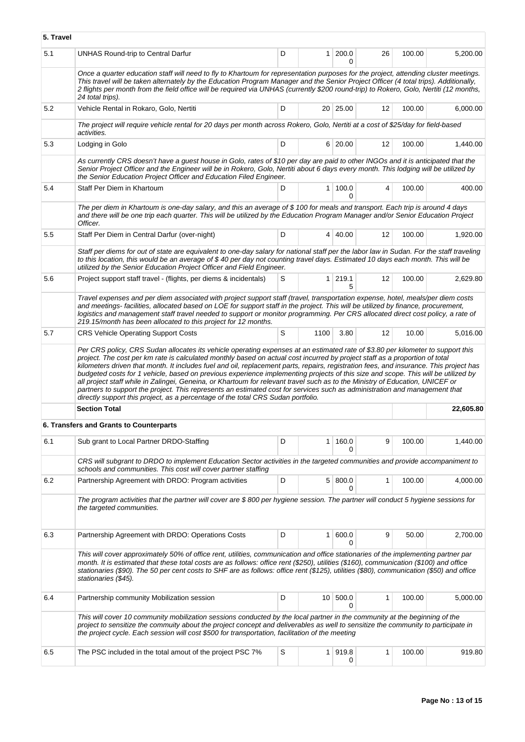| 5. Travel | | | | | | | |
|---|---|---|---|---|---|---|---|
| 5.1 | UNHAS Round-trip to Central Darfur | D | 1 | 200.00 | 26 | 100.00 | 5,200.00 |
| | *Once a quarter education staff will need to fly to Khartoum for representation purposes for the project, attending cluster meetings. This travel will be taken alternately by the Education Program Manager and the Senior Project Officer (4 total trips). Additionally, 2 flights per month from the field office will be required via UNHAS (currently $200 round-trip) to Rokero, Golo, Nertiti (12 months, 24 total trips).* | | | | | | |
| 5.2 | Vehicle Rental in Rokaro, Golo, Nertiti | D | 20 | 25.00 | 12 | 100.00 | 6,000.00 |
| | *The project will require vehicle rental for 20 days per month across Rokero, Golo, Nertiti at a cost of $25/day for field-based activities.* | | | | | | |
| 5.3 | Lodging in Golo | D | 6 | 20.00 | 12 | 100.00 | 1,440.00 |
| | *As currently CRS doesn't have a guest house in Golo, rates of $10 per day are paid to other INGOs and it is anticipated that the Senior Project Officer and the Engineer will be in Rokero, Golo, Nertiti about 6 days every month. This lodging will be utilized by the Senior Education Project Officer and Education Filed Engineer.* | | | | | | |
| 5.4 | Staff Per Diem in Khartoum | D | 1 | 100.00 | 4 | 100.00 | 400.00 |
| | *The per diem in Khartoum is one-day salary, and this an average of $ 100 for meals and transport. Each trip is around 4 days and there will be one trip each quarter. This will be utilized by the Education Program Manager and/or Senior Education Project Officer.* | | | | | | |
| 5.5 | Staff Per Diem in Central Darfur (over-night) | D | 4 | 40.00 | 12 | 100.00 | 1,920.00 |
| | *Staff per diems for out of state are equivalent to one-day salary for national staff per the labor law in Sudan. For the staff traveling to this location, this would be an average of $ 40 per day not counting travel days. Estimated 10 days each month. This will be utilized by the Senior Education Project Officer and Field Engineer.* | | | | | | |
| 5.6 | Project support staff travel - (flights, per diems & incidentals) | S | 1 | 219.15 | 12 | 100.00 | 2,629.80 |
| | *Travel expenses and per diem associated with project support staff (travel, transportation expense, hotel, meals/per diem costs and meetings- facilities, allocated based on LOE for support staff in the project. This will be utilized by finance, procurement, logistics and management staff travel needed to support or monitor programming. Per CRS allocated direct cost policy, a rate of 219.15/month has been allocated to this project for 12 months.* | | | | | | |
| 5.7 | CRS Vehicle Operating Support Costs | S | 1100 | 3.80 | 12 | 10.00 | 5,016.00 |
| | *Per CRS policy, CRS Sudan allocates its vehicle operating expenses at an estimated rate of $3.80 per kilometer to support this project. The cost per km rate is calculated monthly based on actual cost incurred by project staff as a proportion of total kilometers driven that month. It includes fuel and oil, replacement parts, repairs, registration fees, and insurance. This project has budgeted costs for 1 vehicle, based on previous experience implementing projects of this size and scope. This will be utilized by all project staff while in Zalingei, Geneina, or Khartoum for relevant travel such as to the Ministry of Education, UNICEF or partners to support the project. This represents an estimated cost for services such as administration and management that directly support this project, as a percentage of the total CRS Sudan portfolio.* | | | | | | |
| | **Section Total** | | | | | | **22,605.80** |
| **6. Transfers and Grants to Counterparts** | | | | | | | |
| 6.1 | Sub grant to Local Partner DRDO-Staffing | D | 1 | 160.00 | 9 | 100.00 | 1,440.00 |
| | *CRS will subgrant to DRDO to implement Education Sector activities in the targeted communities and provide accompaniment to schools and communities. This cost will cover partner staffing* | | | | | | |
| 6.2 | Partnership Agreement with DRDO: Program activities | D | 5 | 800.00 | 1 | 100.00 | 4,000.00 |
| | *The program activities that the partner will cover are $ 800 per hygiene session. The partner will conduct 5 hygiene sessions for the targeted communities.* | | | | | | |
| 6.3 | Partnership Agreement with DRDO: Operations Costs | D | 1 | 600.00 | 9 | 50.00 | 2,700.00 |
| | *This will cover approximately 50% of office rent, utilities, communication and office stationaries of the implementing partner par month. It is estimated that these total costs are as follows: office rent ($250), utilities ($160), communication ($100) and office stationaries ($90). The 50 per cent costs to SHF are as follows: office rent ($125), utilities ($80), communication ($50) and office stationaries ($45).* | | | | | | |
| 6.4 | Partnership community Mobilization session | D | 10 | 500.00 | 1 | 100.00 | 5,000.00 |
| | *This will cover 10 community mobilization sessions conducted by the local partner in the community at the beginning of the project to sensitize the commuity about the project concept and deliverables as well to sensitize the community to participate in the project cycle. Each session will cost $500 for transportation, facilitation of the meeting* | | | | | | |
| 6.5 | The PSC included in the total amout of the project PSC 7% | S | 1 | 919.80 | 1 | 100.00 | 919.80 |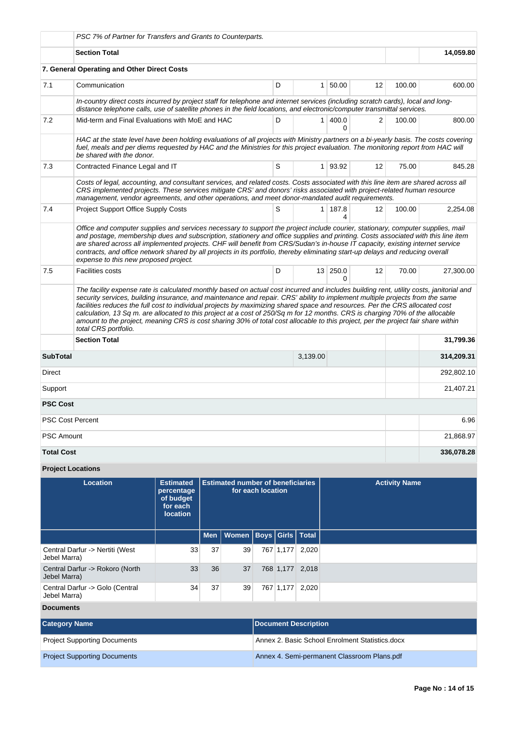| | | | | | | | |
|---|---|---|---|---|---|---|---|
| | *PSC 7% of Partner for Transfers and Grants to Counterparts.* | | | | | | |
| | **Section Total** | | | | | | **14,059.80** |
| **7. General Operating and Other Direct Costs** | | | | | | | |
| 7.1 | Communication | D | 1 | 50.00 | 12 | 100.00 | 600.00 |
| | *In-country direct costs incurred by project staff for telephone and internet services (including scratch cards), local and long-distance telephone calls, use of satellite phones in the field locations, and electronic/computer transmittal services.* | | | | | | |
| 7.2 | Mid-term and Final Evaluations with MoE and HAC | D | 1 | 400.00 | 2 | 100.00 | 800.00 |
| | *HAC at the state level have been holding evaluations of all projects with Ministry partners on a bi-yearly basis. The costs covering fuel, meals and per diems requested by HAC and the Ministries for this project evaluation. The monitoring report from HAC will be shared with the donor.* | | | | | | |
| 7.3 | Contracted Finance Legal and IT | S | 1 | 93.92 | 12 | 75.00 | 845.28 |
| | *Costs of legal, accounting, and consultant services, and related costs. Costs associated with this line item are shared across all CRS implemented projects. These services mitigate CRS' and donors' risks associated with project-related human resource management, vendor agreements, and other operations, and meet donor-mandated audit requirements.* | | | | | | |
| 7.4 | Project Support Office Supply Costs | S | 1 | 187.84 | 12 | 100.00 | 2,254.08 |
| | *Office and computer supplies and services necessary to support the project include courier, stationary, computer supplies, mail and postage, membership dues and subscription, stationery and office supplies and printing. Costs associated with this line item are shared across all implemented projects. CHF will benefit from CRS/Sudan's in-house IT capacity, existing internet service contracts, and office network shared by all projects in its portfolio, thereby eliminating start-up delays and reducing overall expense to this new proposed project.* | | | | | | |
| 7.5 | Facilities costs | D | 13 | 250.00 | 12 | 70.00 | 27,300.00 |
| | *The facility expense rate is calculated monthly based on actual cost incurred and includes building rent, utility costs, janitorial and security services, building insurance, and maintenance and repair. CRS' ability to implement multiple projects from the same facilities reduces the full cost to individual projects by maximizing shared space and resources. Per the CRS allocated cost calculation, 13 Sq m. are allocated to this project at a cost of 250/Sq m for 12 months. CRS is charging 70% of the allocable amount to the project, meaning CRS is cost sharing 30% of total cost allocable to this project, per the project fair share within total CRS portfolio.* | | | | | | |
| | **Section Total** | | | | | | **31,799.36** |
| **SubTotal** | | | 3,139.00 | | | | **314,209.31** |
| Direct | | | | | | | 292,802.10 |
| Support | | | | | | | 21,407.21 |
| **PSC Cost** | | | | | | | |
| PSC Cost Percent | | | | | | | 6.96 |
| PSC Amount | | | | | | | 21,868.97 |
| **Total Cost** | | | | | | | **336,078.28** |

**Project Locations**

| Location | Estimated percentage of budget for each location | Estimated number of beneficiaries for each location | | | | | Activity Name |
|---|---|---|---|---|---|---|---|
| | | Men | Women | Boys | Girls | Total | |
| Central Darfur -> Nertiti (West Jebel Marra) | 33 | 37 | 39 | 767 | 1,177 | 2,020 | |
| Central Darfur -> Rokoro (North Jebel Marra) | 33 | 36 | 37 | 768 | 1,177 | 2,018 | |
| Central Darfur -> Golo (Central Jebel Marra) | 34 | 37 | 39 | 767 | 1,177 | 2,020 | |

**Documents**

| Category Name | Document Description |
|---|---|
| Project Supporting Documents | Annex 2. Basic School Enrolment Statistics.docx |
| Project Supporting Documents | Annex 4. Semi-permanent Classroom Plans.pdf |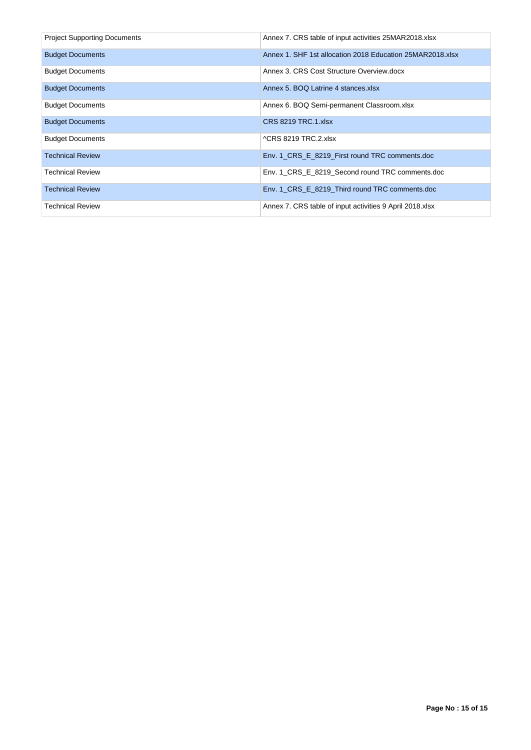| | |
|---|---|
| Project Supporting Documents | Annex 7. CRS table of input activities 25MAR2018.xlsx |
| Budget Documents | Annex 1. SHF 1st allocation 2018 Education 25MAR2018.xlsx |
| Budget Documents | Annex 3. CRS Cost Structure Overview.docx |
| Budget Documents | Annex 5. BOQ Latrine 4 stances.xlsx |
| Budget Documents | Annex 6. BOQ Semi-permanent Classroom.xlsx |
| Budget Documents | CRS 8219 TRC.1.xlsx |
| Budget Documents | ^CRS 8219 TRC.2.xlsx |
| Technical Review | Env. 1_CRS_E_8219_First round TRC comments.doc |
| Technical Review | Env. 1_CRS_E_8219_Second round TRC comments.doc |
| Technical Review | Env. 1_CRS_E_8219_Third round TRC comments.doc |
| Technical Review | Annex 7. CRS table of input activities 9 April 2018.xlsx |